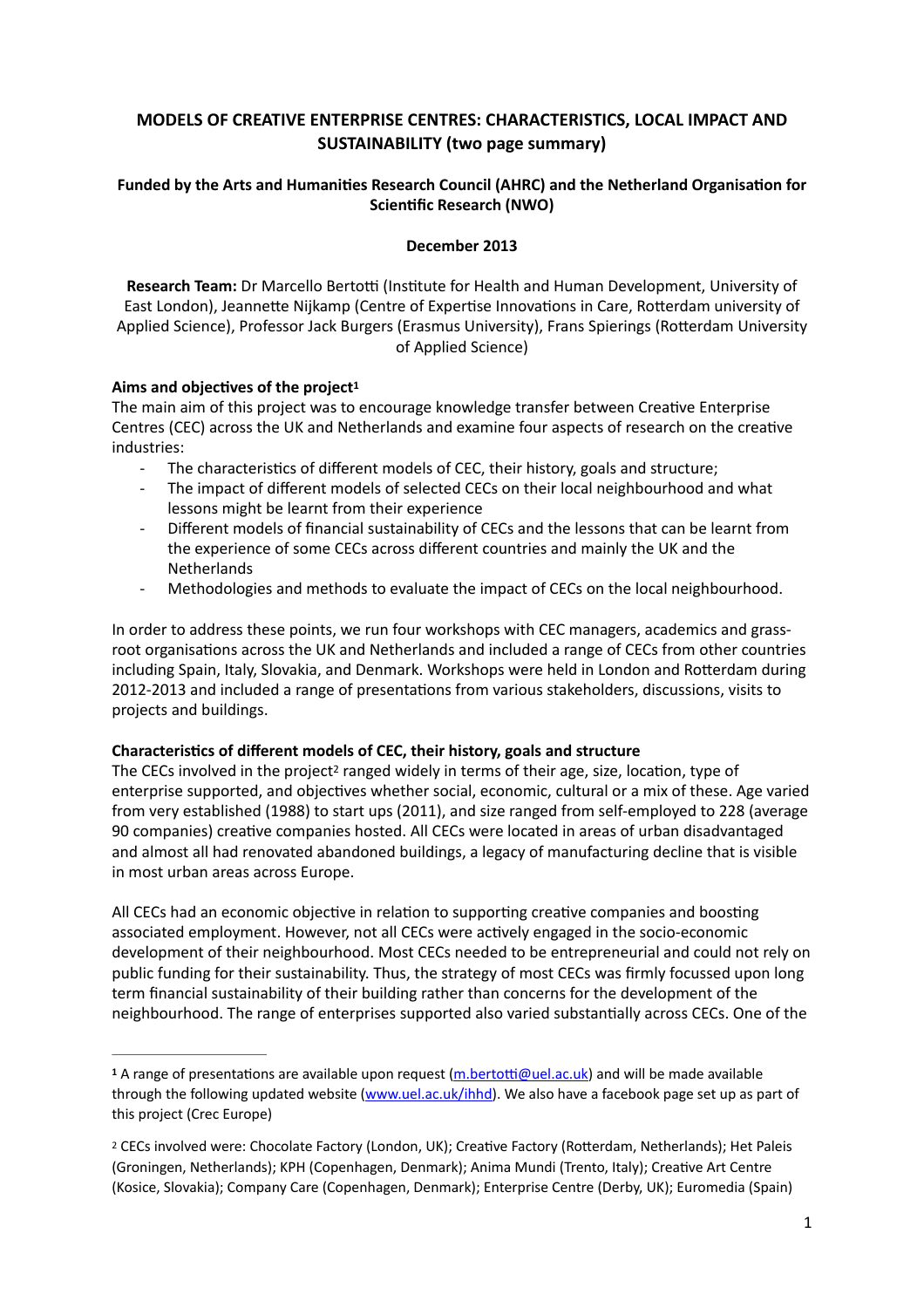# MODELS OF CREATIVE ENTERPRISE CENTRES: CHARACTERISTICS, LOCAL IMPACT AND SUSTAINABILITY (two page summary)

**Funded by the Arts and Humanities Research Council (AHRC) and the Netherland Organisation for Scientific Research (NWO)**

**December 2013**

**Research Team:** Dr Marcello Bertotti (Institute for Health and Human Development, University of East London), Jeannette Nijkamp (Centre of Expertise Innovations in Care, Rotterdam university of Applied Science), Professor Jack Burgers (Erasmus University), Frans Spierings (Rotterdam University of Applied Science)

**Aims and objectives of the project[1]**

The main aim of this project was to encourage knowledge transfer between Creative Enterprise Centres (CEC) across the UK and Netherlands and examine four aspects of research on the creative industries:

- The characteristics of different models of CEC, their history, goals and structure;
- The impact of different models of selected CECs on their local neighbourhood and what lessons might be learnt from their experience
- Different models of financial sustainability of CECs and the lessons that can be learnt from the experience of some CECs across different countries and mainly the UK and the Netherlands
- Methodologies and methods to evaluate the impact of CECs on the local neighbourhood.

In order to address these points, we run four workshops with CEC managers, academics and grass-root organisations across the UK and Netherlands and included a range of CECs from other countries including Spain, Italy, Slovakia, and Denmark. Workshops were held in London and Rotterdam during 2012-2013 and included a range of presentations from various stakeholders, discussions, visits to projects and buildings.

**Characteristics of different models of CEC, their history, goals and structure**

The CECs involved in the project[2] ranged widely in terms of their age, size, location, type of enterprise supported, and objectives whether social, economic, cultural or a mix of these. Age varied from very established (1988) to start ups (2011), and size ranged from self-employed to 228 (average 90 companies) creative companies hosted. All CECs were located in areas of urban disadvantaged and almost all had renovated abandoned buildings, a legacy of manufacturing decline that is visible in most urban areas across Europe.

All CECs had an economic objective in relation to supporting creative companies and boosting associated employment. However, not all CECs were actively engaged in the socio-economic development of their neighbourhood. Most CECs needed to be entrepreneurial and could not rely on public funding for their sustainability. Thus, the strategy of most CECs was firmly focussed upon long term financial sustainability of their building rather than concerns for the development of the neighbourhood. The range of enterprises supported also varied substantially across CECs. One of the

---

[1] A range of presentations are available upon request (m.bertotti@uel.ac.uk) and will be made available through the following updated website (www.uel.ac.uk/ihhd). We also have a facebook page set up as part of this project (Crec Europe)

[2] CECs involved were: Chocolate Factory (London, UK); Creative Factory (Rotterdam, Netherlands); Het Paleis (Groningen, Netherlands); KPH (Copenhagen, Denmark); Anima Mundi (Trento, Italy); Creative Art Centre (Kosice, Slovakia); Company Care (Copenhagen, Denmark); Enterprise Centre (Derby, UK); Euromedia (Spain)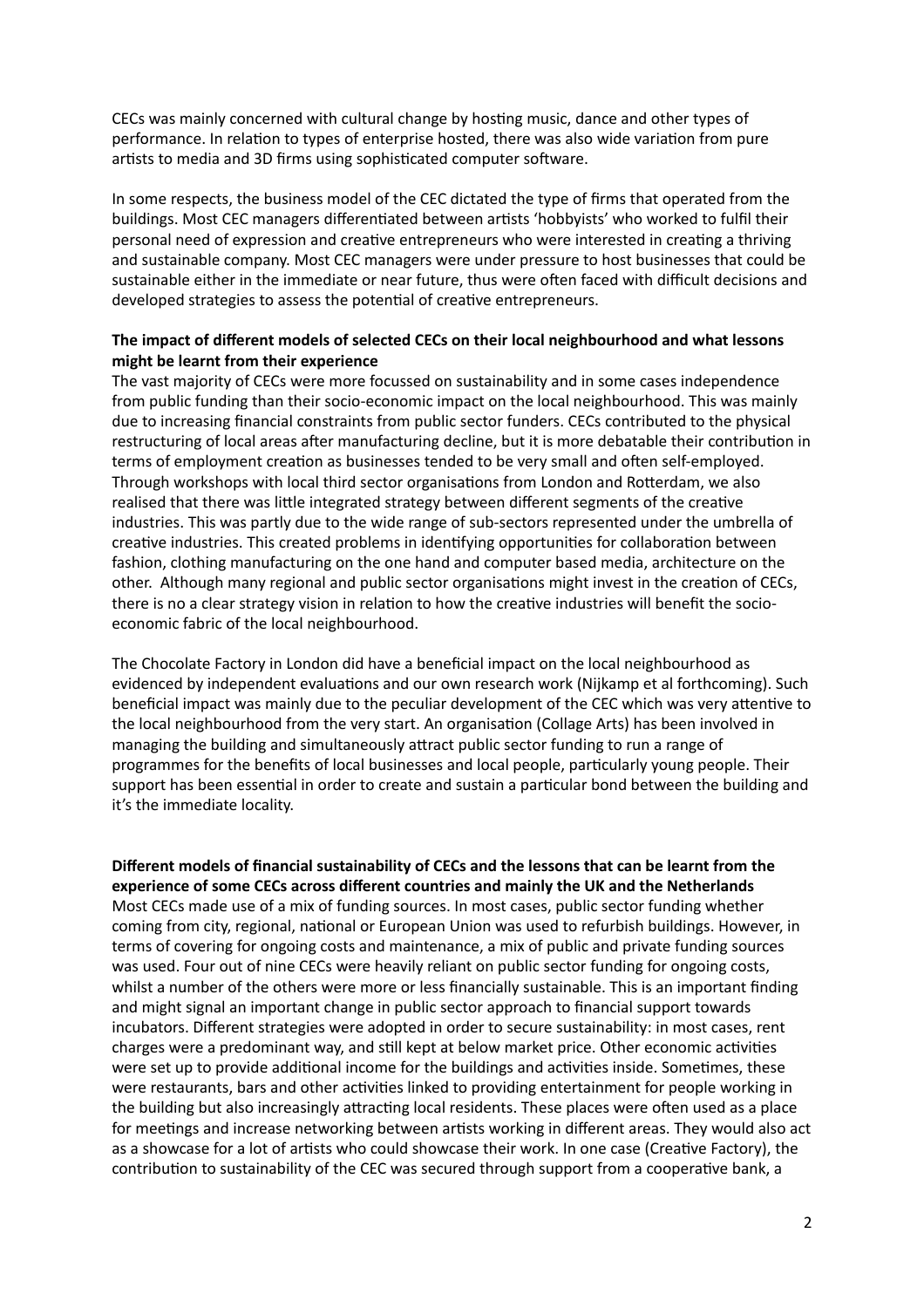CECs was mainly concerned with cultural change by hosting music, dance and other types of performance. In relation to types of enterprise hosted, there was also wide variation from pure artists to media and 3D firms using sophisticated computer software.

In some respects, the business model of the CEC dictated the type of firms that operated from the buildings. Most CEC managers differentiated between artists 'hobbyists' who worked to fulfil their personal need of expression and creative entrepreneurs who were interested in creating a thriving and sustainable company. Most CEC managers were under pressure to host businesses that could be sustainable either in the immediate or near future, thus were often faced with difficult decisions and developed strategies to assess the potential of creative entrepreneurs.

**The impact of different models of selected CECs on their local neighbourhood and what lessons might be learnt from their experience**

The vast majority of CECs were more focussed on sustainability and in some cases independence from public funding than their socio-economic impact on the local neighbourhood. This was mainly due to increasing financial constraints from public sector funders. CECs contributed to the physical restructuring of local areas after manufacturing decline, but it is more debatable their contribution in terms of employment creation as businesses tended to be very small and often self-employed. Through workshops with local third sector organisations from London and Rotterdam, we also realised that there was little integrated strategy between different segments of the creative industries. This was partly due to the wide range of sub-sectors represented under the umbrella of creative industries. This created problems in identifying opportunities for collaboration between fashion, clothing manufacturing on the one hand and computer based media, architecture on the other. Although many regional and public sector organisations might invest in the creation of CECs, there is no a clear strategy vision in relation to how the creative industries will benefit the socio-economic fabric of the local neighbourhood.

The Chocolate Factory in London did have a beneficial impact on the local neighbourhood as evidenced by independent evaluations and our own research work (Nijkamp et al forthcoming). Such beneficial impact was mainly due to the peculiar development of the CEC which was very attentive to the local neighbourhood from the very start. An organisation (Collage Arts) has been involved in managing the building and simultaneously attract public sector funding to run a range of programmes for the benefits of local businesses and local people, particularly young people. Their support has been essential in order to create and sustain a particular bond between the building and it's the immediate locality.

**Different models of financial sustainability of CECs and the lessons that can be learnt from the experience of some CECs across different countries and mainly the UK and the Netherlands**

Most CECs made use of a mix of funding sources. In most cases, public sector funding whether coming from city, regional, national or European Union was used to refurbish buildings. However, in terms of covering for ongoing costs and maintenance, a mix of public and private funding sources was used. Four out of nine CECs were heavily reliant on public sector funding for ongoing costs, whilst a number of the others were more or less financially sustainable. This is an important finding and might signal an important change in public sector approach to financial support towards incubators. Different strategies were adopted in order to secure sustainability: in most cases, rent charges were a predominant way, and still kept at below market price. Other economic activities were set up to provide additional income for the buildings and activities inside. Sometimes, these were restaurants, bars and other activities linked to providing entertainment for people working in the building but also increasingly attracting local residents. These places were often used as a place for meetings and increase networking between artists working in different areas. They would also act as a showcase for a lot of artists who could showcase their work. In one case (Creative Factory), the contribution to sustainability of the CEC was secured through support from a cooperative bank, a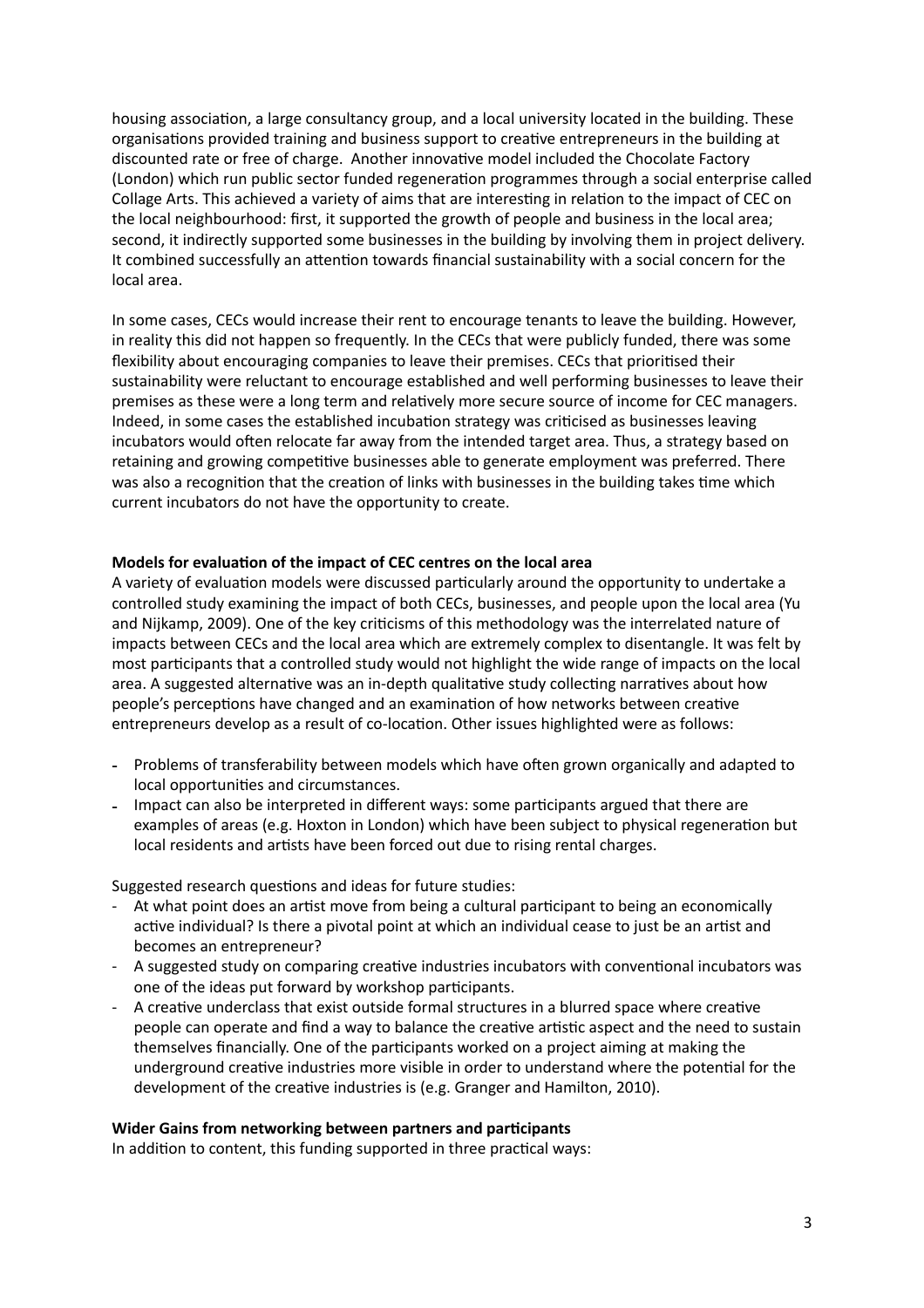housing association, a large consultancy group, and a local university located in the building. These organisations provided training and business support to creative entrepreneurs in the building at discounted rate or free of charge. Another innovative model included the Chocolate Factory (London) which run public sector funded regeneration programmes through a social enterprise called Collage Arts. This achieved a variety of aims that are interesting in relation to the impact of CEC on the local neighbourhood: first, it supported the growth of people and business in the local area; second, it indirectly supported some businesses in the building by involving them in project delivery. It combined successfully an attention towards financial sustainability with a social concern for the local area.

In some cases, CECs would increase their rent to encourage tenants to leave the building. However, in reality this did not happen so frequently. In the CECs that were publicly funded, there was some flexibility about encouraging companies to leave their premises. CECs that prioritised their sustainability were reluctant to encourage established and well performing businesses to leave their premises as these were a long term and relatively more secure source of income for CEC managers. Indeed, in some cases the established incubation strategy was criticised as businesses leaving incubators would often relocate far away from the intended target area. Thus, a strategy based on retaining and growing competitive businesses able to generate employment was preferred. There was also a recognition that the creation of links with businesses in the building takes time which current incubators do not have the opportunity to create.

**Models for evaluation of the impact of CEC centres on the local area**

A variety of evaluation models were discussed particularly around the opportunity to undertake a controlled study examining the impact of both CECs, businesses, and people upon the local area (Yu and Nijkamp, 2009). One of the key criticisms of this methodology was the interrelated nature of impacts between CECs and the local area which are extremely complex to disentangle. It was felt by most participants that a controlled study would not highlight the wide range of impacts on the local area. A suggested alternative was an in-depth qualitative study collecting narratives about how people's perceptions have changed and an examination of how networks between creative entrepreneurs develop as a result of co-location. Other issues highlighted were as follows:

- Problems of transferability between models which have often grown organically and adapted to local opportunities and circumstances.
- Impact can also be interpreted in different ways: some participants argued that there are examples of areas (e.g. Hoxton in London) which have been subject to physical regeneration but local residents and artists have been forced out due to rising rental charges.

Suggested research questions and ideas for future studies:

- At what point does an artist move from being a cultural participant to being an economically active individual? Is there a pivotal point at which an individual cease to just be an artist and becomes an entrepreneur?
- A suggested study on comparing creative industries incubators with conventional incubators was one of the ideas put forward by workshop participants.
- A creative underclass that exist outside formal structures in a blurred space where creative people can operate and find a way to balance the creative artistic aspect and the need to sustain themselves financially. One of the participants worked on a project aiming at making the underground creative industries more visible in order to understand where the potential for the development of the creative industries is (e.g. Granger and Hamilton, 2010).

**Wider Gains from networking between partners and participants**

In addition to content, this funding supported in three practical ways: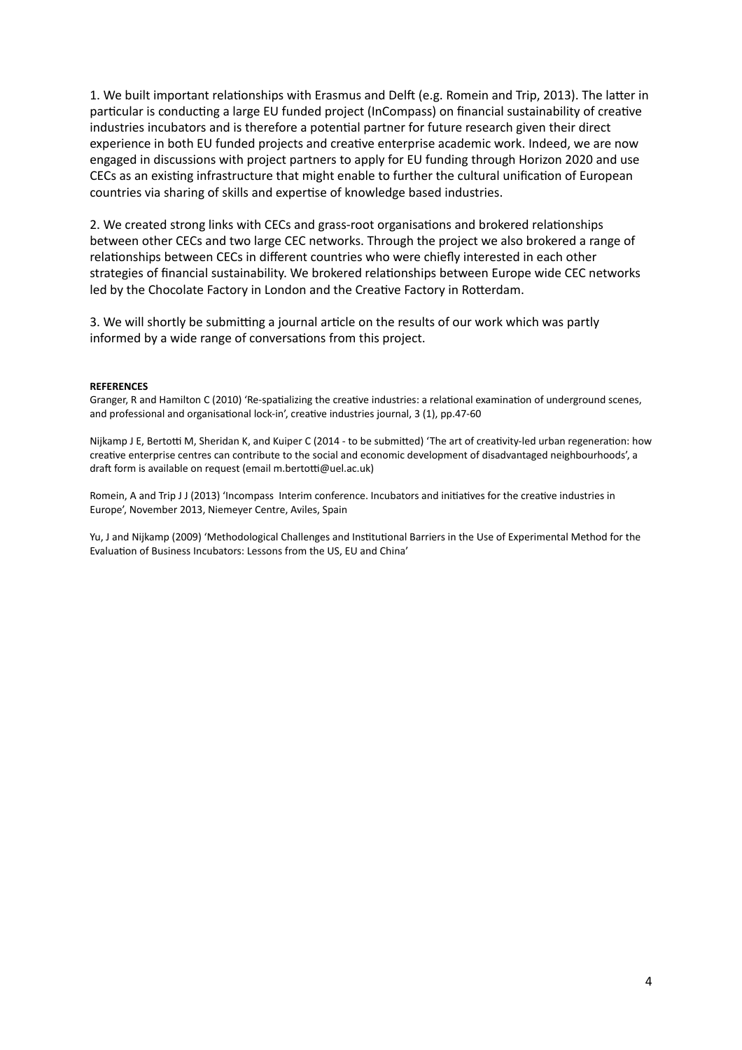1. We built important relationships with Erasmus and Delft (e.g. Romein and Trip, 2013). The latter in particular is conducting a large EU funded project (InCompass) on financial sustainability of creative industries incubators and is therefore a potential partner for future research given their direct experience in both EU funded projects and creative enterprise academic work. Indeed, we are now engaged in discussions with project partners to apply for EU funding through Horizon 2020 and use CECs as an existing infrastructure that might enable to further the cultural unification of European countries via sharing of skills and expertise of knowledge based industries.

2. We created strong links with CECs and grass-root organisations and brokered relationships between other CECs and two large CEC networks. Through the project we also brokered a range of relationships between CECs in different countries who were chiefly interested in each other strategies of financial sustainability. We brokered relationships between Europe wide CEC networks led by the Chocolate Factory in London and the Creative Factory in Rotterdam.

3. We will shortly be submitting a journal article on the results of our work which was partly informed by a wide range of conversations from this project.

**REFERENCES**

Granger, R and Hamilton C (2010) 'Re-spatializing the creative industries: a relational examination of underground scenes, and professional and organisational lock-in', creative industries journal, 3 (1), pp.47-60

Nijkamp J E, Bertotti M, Sheridan K, and Kuiper C (2014 - to be submitted) 'The art of creativity-led urban regeneration: how creative enterprise centres can contribute to the social and economic development of disadvantaged neighbourhoods', a draft form is available on request (email m.bertotti@uel.ac.uk)

Romein, A and Trip J J (2013) 'Incompass Interim conference. Incubators and initiatives for the creative industries in Europe', November 2013, Niemeyer Centre, Aviles, Spain

Yu, J and Nijkamp (2009) 'Methodological Challenges and Institutional Barriers in the Use of Experimental Method for the Evaluation of Business Incubators: Lessons from the US, EU and China'